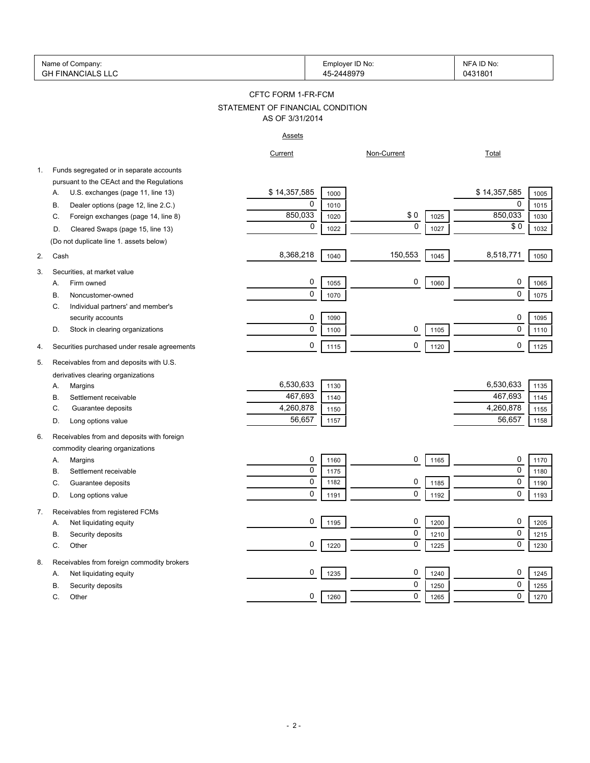| Name of Company: GH FINANCIALS LLC | Employer ID No: 45-2448979 | NFA ID No: 0431801 |
|---|---|---|

# CFTC FORM 1-FR-FCM

## STATEMENT OF FINANCIAL CONDITION

AS OF 3/31/2014

### Assets

| | | Current | | Non-Current | | Total | |
|---|---|---|---|---|---|---|---|
| 1. | Funds segregated or in separate accounts pursuant to the CEAct and the Regulations | | | | | | |
| | A. U.S. exchanges (page 11, line 13) | $ 14,357,585 | 1000 | | | $ 14,357,585 | 1005 |
| | B. Dealer options (page 12, line 2.C.) | 0 | 1010 | | | 0 | 1015 |
| | C. Foreign exchanges (page 14, line 8) | 850,033 | 1020 | $ 0 | 1025 | 850,033 | 1030 |
| | D. Cleared Swaps (page 15, line 13) | 0 | 1022 | 0 | 1027 | $ 0 | 1032 |
| | (Do not duplicate line 1. assets below) | | | | | | |
| 2. | Cash | 8,368,218 | 1040 | 150,553 | 1045 | 8,518,771 | 1050 |
| 3. | Securities, at market value | | | | | | |
| | A. Firm owned | 0 | 1055 | 0 | 1060 | 0 | 1065 |
| | B. Noncustomer-owned | 0 | 1070 | | | 0 | 1075 |
| | C. Individual partners' and member's security accounts | 0 | 1090 | | | 0 | 1095 |
| | D. Stock in clearing organizations | 0 | 1100 | 0 | 1105 | 0 | 1110 |
| 4. | Securities purchased under resale agreements | 0 | 1115 | 0 | 1120 | 0 | 1125 |
| 5. | Receivables from and deposits with U.S. derivatives clearing organizations | | | | | | |
| | A. Margins | 6,530,633 | 1130 | | | 6,530,633 | 1135 |
| | B. Settlement receivable | 467,693 | 1140 | | | 467,693 | 1145 |
| | C. Guarantee deposits | 4,260,878 | 1150 | | | 4,260,878 | 1155 |
| | D. Long options value | 56,657 | 1157 | | | 56,657 | 1158 |
| 6. | Receivables from and deposits with foreign commodity clearing organizations | | | | | | |
| | A. Margins | 0 | 1160 | 0 | 1165 | 0 | 1170 |
| | B. Settlement receivable | 0 | 1175 | | | 0 | 1180 |
| | C. Guarantee deposits | 0 | 1182 | 0 | 1185 | 0 | 1190 |
| | D. Long options value | 0 | 1191 | 0 | 1192 | 0 | 1193 |
| 7. | Receivables from registered FCMs | | | | | | |
| | A. Net liquidating equity | 0 | 1195 | 0 | 1200 | 0 | 1205 |
| | B. Security deposits | | | 0 | 1210 | 0 | 1215 |
| | C. Other | 0 | 1220 | 0 | 1225 | 0 | 1230 |
| 8. | Receivables from foreign commodity brokers | | | | | | |
| | A. Net liquidating equity | 0 | 1235 | 0 | 1240 | 0 | 1245 |
| | B. Security deposits | | | 0 | 1250 | 0 | 1255 |
| | C. Other | 0 | 1260 | 0 | 1265 | 0 | 1270 |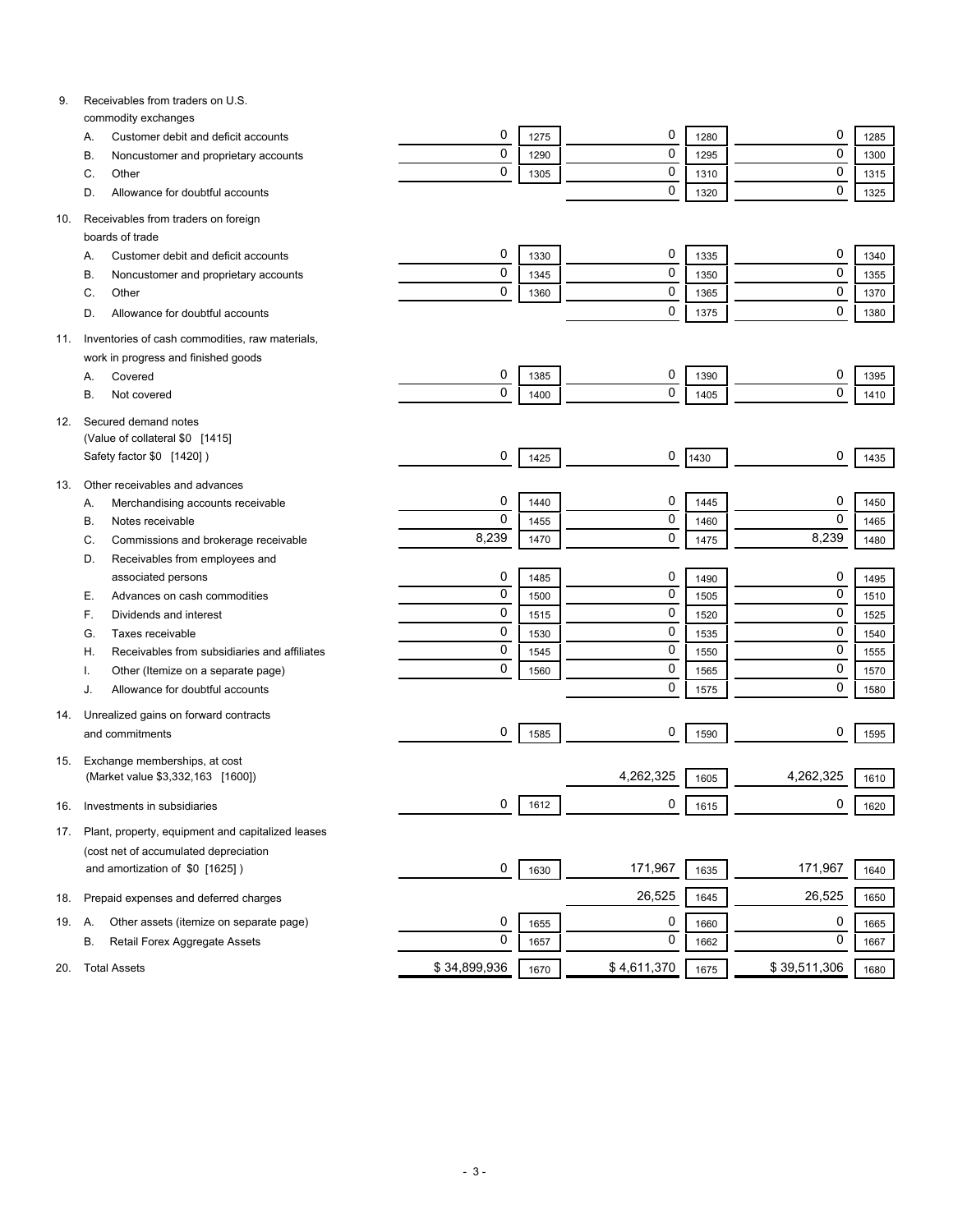| Item | Description | Current | Code | Noncurrent | Code | Total | Code |
|---|---|---|---|---|---|---|---|
| 9. | Receivables from traders on U.S. commodity exchanges | | | | | | |
| | A. Customer debit and deficit accounts | 0 | 1275 | 0 | 1280 | 0 | 1285 |
| | B. Noncustomer and proprietary accounts | 0 | 1290 | 0 | 1295 | 0 | 1300 |
| | C. Other | 0 | 1305 | 0 | 1310 | 0 | 1315 |
| | D. Allowance for doubtful accounts | | | 0 | 1320 | 0 | 1325 |
| 10. | Receivables from traders on foreign boards of trade | | | | | | |
| | A. Customer debit and deficit accounts | 0 | 1330 | 0 | 1335 | 0 | 1340 |
| | B. Noncustomer and proprietary accounts | 0 | 1345 | 0 | 1350 | 0 | 1355 |
| | C. Other | 0 | 1360 | 0 | 1365 | 0 | 1370 |
| | D. Allowance for doubtful accounts | | | 0 | 1375 | 0 | 1380 |
| 11. | Inventories of cash commodities, raw materials, work in progress and finished goods | | | | | | |
| | A. Covered | 0 | 1385 | 0 | 1390 | 0 | 1395 |
| | B. Not covered | 0 | 1400 | 0 | 1405 | 0 | 1410 |
| 12. | Secured demand notes (Value of collateral $0 [1415] Safety factor $0 [1420] ) | 0 | 1425 | 0 | 1430 | 0 | 1435 |
| 13. | Other receivables and advances | | | | | | |
| | A. Merchandising accounts receivable | 0 | 1440 | 0 | 1445 | 0 | 1450 |
| | B. Notes receivable | 0 | 1455 | 0 | 1460 | 0 | 1465 |
| | C. Commissions and brokerage receivable | 8,239 | 1470 | 0 | 1475 | 8,239 | 1480 |
| | D. Receivables from employees and associated persons | 0 | 1485 | 0 | 1490 | 0 | 1495 |
| | E. Advances on cash commodities | 0 | 1500 | 0 | 1505 | 0 | 1510 |
| | F. Dividends and interest | 0 | 1515 | 0 | 1520 | 0 | 1525 |
| | G. Taxes receivable | 0 | 1530 | 0 | 1535 | 0 | 1540 |
| | H. Receivables from subsidiaries and affiliates | 0 | 1545 | 0 | 1550 | 0 | 1555 |
| | I. Other (Itemize on a separate page) | 0 | 1560 | 0 | 1565 | 0 | 1570 |
| | J. Allowance for doubtful accounts | | | 0 | 1575 | 0 | 1580 |
| 14. | Unrealized gains on forward contracts and commitments | 0 | 1585 | 0 | 1590 | 0 | 1595 |
| 15. | Exchange memberships, at cost (Market value $3,332,163 [1600]) | | | 4,262,325 | 1605 | 4,262,325 | 1610 |
| 16. | Investments in subsidiaries | 0 | 1612 | 0 | 1615 | 0 | 1620 |
| 17. | Plant, property, equipment and capitalized leases (cost net of accumulated depreciation and amortization of $0 [1625] ) | 0 | 1630 | 171,967 | 1635 | 171,967 | 1640 |
| 18. | Prepaid expenses and deferred charges | | | 26,525 | 1645 | 26,525 | 1650 |
| 19. | A. Other assets (itemize on separate page) | 0 | 1655 | 0 | 1660 | 0 | 1665 |
| | B. Retail Forex Aggregate Assets | 0 | 1657 | 0 | 1662 | 0 | 1667 |
| 20. | Total Assets | $ 34,899,936 | 1670 | $ 4,611,370 | 1675 | $ 39,511,306 | 1680 |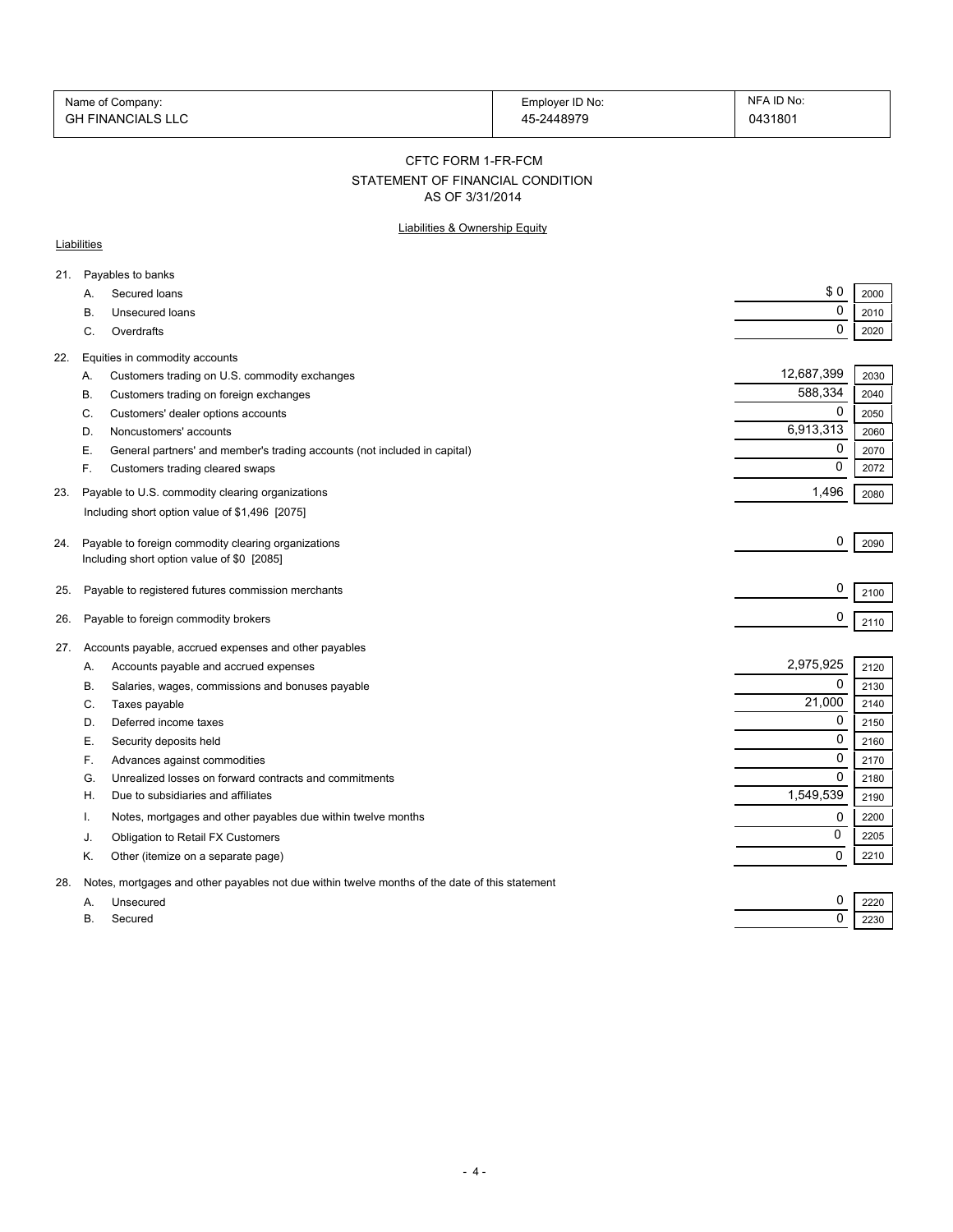| Name of Company: | Employer ID No: | NFA ID No: |
|---|---|---|
| GH FINANCIALS LLC | 45-2448979 | 0431801 |

## CFTC FORM 1-FR-FCM

### STATEMENT OF FINANCIAL CONDITION

AS OF 3/31/2014

Liabilities & Ownership Equity

**Liabilities**

| | | | |
|---|---|---|---|
| 21. | Payables to banks | | |
| | A. Secured loans | $ 0 | 2000 |
| | B. Unsecured loans | 0 | 2010 |
| | C. Overdrafts | 0 | 2020 |
| 22. | Equities in commodity accounts | | |
| | A. Customers trading on U.S. commodity exchanges | 12,687,399 | 2030 |
| | B. Customers trading on foreign exchanges | 588,334 | 2040 |
| | C. Customers' dealer options accounts | 0 | 2050 |
| | D. Noncustomers' accounts | 6,913,313 | 2060 |
| | E. General partners' and member's trading accounts (not included in capital) | 0 | 2070 |
| | F. Customers trading cleared swaps | 0 | 2072 |
| 23. | Payable to U.S. commodity clearing organizations<br>Including short option value of $1,496 [2075] | 1,496 | 2080 |
| 24. | Payable to foreign commodity clearing organizations<br>Including short option value of $0 [2085] | 0 | 2090 |
| 25. | Payable to registered futures commission merchants | 0 | 2100 |
| 26. | Payable to foreign commodity brokers | 0 | 2110 |
| 27. | Accounts payable, accrued expenses and other payables | | |
| | A. Accounts payable and accrued expenses | 2,975,925 | 2120 |
| | B. Salaries, wages, commissions and bonuses payable | 0 | 2130 |
| | C. Taxes payable | 21,000 | 2140 |
| | D. Deferred income taxes | 0 | 2150 |
| | E. Security deposits held | 0 | 2160 |
| | F. Advances against commodities | 0 | 2170 |
| | G. Unrealized losses on forward contracts and commitments | 0 | 2180 |
| | H. Due to subsidiaries and affiliates | 1,549,539 | 2190 |
| | I. Notes, mortgages and other payables due within twelve months | 0 | 2200 |
| | J. Obligation to Retail FX Customers | 0 | 2205 |
| | K. Other (itemize on a separate page) | 0 | 2210 |
| 28. | Notes, mortgages and other payables not due within twelve months of the date of this statement | | |
| | A. Unsecured | 0 | 2220 |
| | B. Secured | 0 | 2230 |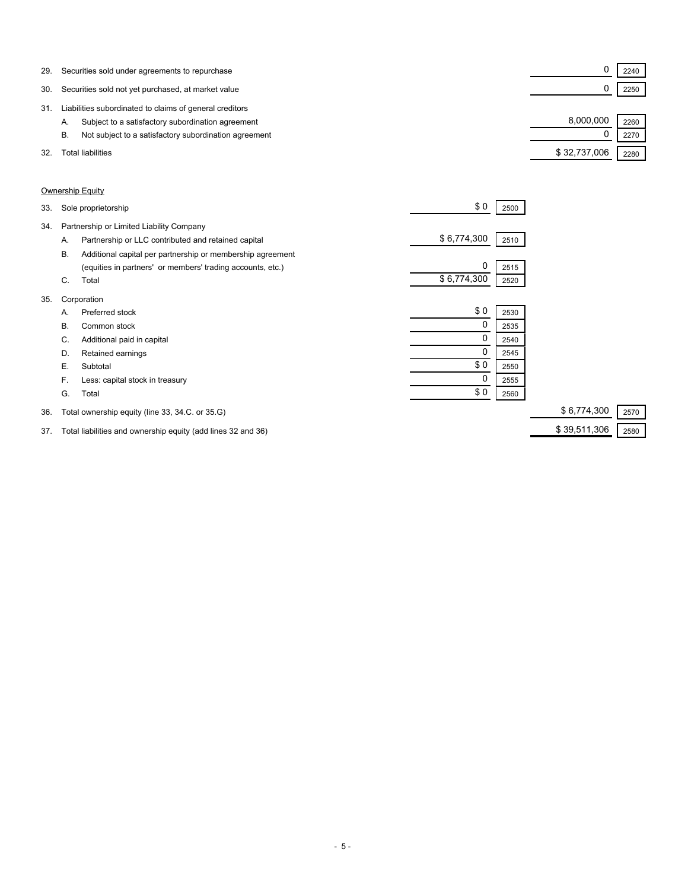| | | | | | |
|---|---|---|---|---|---|
| 29. | Securities sold under agreements to repurchase | | | 0 | 2240 |
| 30. | Securities sold not yet purchased, at market value | | | 0 | 2250 |
| 31. | Liabilities subordinated to claims of general creditors | | | | |
| | A. Subject to a satisfactory subordination agreement | | | 8,000,000 | 2260 |
| | B. Not subject to a satisfactory subordination agreement | | | 0 | 2270 |
| 32. | Total liabilities | | | $ 32,737,006 | 2280 |

Ownership Equity

| | | | | | |
|---|---|---|---|---|---|
| 33. | Sole proprietorship | $ 0 | 2500 | | |
| 34. | Partnership or Limited Liability Company | | | | |
| | A. Partnership or LLC contributed and retained capital | $ 6,774,300 | 2510 | | |
| | B. Additional capital per partnership or membership agreement (equities in partners' or members' trading accounts, etc.) | 0 | 2515 | | |
| | C. Total | $ 6,774,300 | 2520 | | |
| 35. | Corporation | | | | |
| | A. Preferred stock | $ 0 | 2530 | | |
| | B. Common stock | 0 | 2535 | | |
| | C. Additional paid in capital | 0 | 2540 | | |
| | D. Retained earnings | 0 | 2545 | | |
| | E. Subtotal | $ 0 | 2550 | | |
| | F. Less: capital stock in treasury | 0 | 2555 | | |
| | G. Total | $ 0 | 2560 | | |
| 36. | Total ownership equity (line 33, 34.C. or 35.G) | | | $ 6,774,300 | 2570 |
| 37. | Total liabilities and ownership equity (add lines 32 and 36) | | | $ 39,511,306 | 2580 |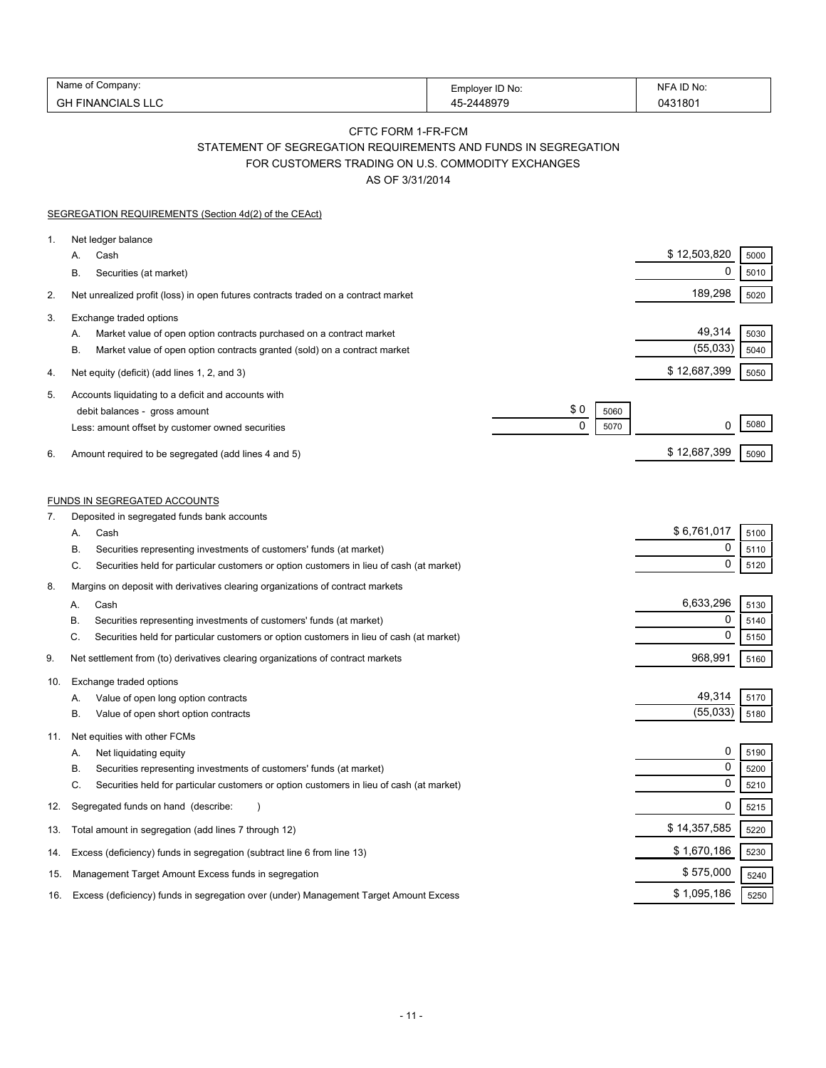| Name of Company: | Employer ID No: | NFA ID No: |
|---|---|---|
| GH FINANCIALS LLC | 45-2448979 | 0431801 |

## CFTC FORM 1-FR-FCM
## STATEMENT OF SEGREGATION REQUIREMENTS AND FUNDS IN SEGREGATION
## FOR CUSTOMERS TRADING ON U.S. COMMODITY EXCHANGES
## AS OF 3/31/2014

SEGREGATION REQUIREMENTS (Section 4d(2) of the CEAct)

| | | | | | |
|---|---|---|---|---|---|
| 1. | Net ledger balance | | | | |
| | A. Cash | | | $ 12,503,820 | 5000 |
| | B. Securities (at market) | | | 0 | 5010 |
| 2. | Net unrealized profit (loss) in open futures contracts traded on a contract market | | | 189,298 | 5020 |
| 3. | Exchange traded options | | | | |
| | A. Market value of open option contracts purchased on a contract market | | | 49,314 | 5030 |
| | B. Market value of open option contracts granted (sold) on a contract market | | | (55,033) | 5040 |
| 4. | Net equity (deficit) (add lines 1, 2, and 3) | | | $ 12,687,399 | 5050 |
| 5. | Accounts liquidating to a deficit and accounts with debit balances - gross amount | $ 0 | 5060 | | |
| | Less: amount offset by customer owned securities | 0 | 5070 | 0 | 5080 |
| 6. | Amount required to be segregated (add lines 4 and 5) | | | $ 12,687,399 | 5090 |

FUNDS IN SEGREGATED ACCOUNTS

| | | | |
|---|---|---|---|
| 7. | Deposited in segregated funds bank accounts | | |
| | A. Cash | $ 6,761,017 | 5100 |
| | B. Securities representing investments of customers' funds (at market) | 0 | 5110 |
| | C. Securities held for particular customers or option customers in lieu of cash (at market) | 0 | 5120 |
| 8. | Margins on deposit with derivatives clearing organizations of contract markets | | |
| | A. Cash | 6,633,296 | 5130 |
| | B. Securities representing investments of customers' funds (at market) | 0 | 5140 |
| | C. Securities held for particular customers or option customers in lieu of cash (at market) | 0 | 5150 |
| 9. | Net settlement from (to) derivatives clearing organizations of contract markets | 968,991 | 5160 |
| 10. | Exchange traded options | | |
| | A. Value of open long option contracts | 49,314 | 5170 |
| | B. Value of open short option contracts | (55,033) | 5180 |
| 11. | Net equities with other FCMs | | |
| | A. Net liquidating equity | 0 | 5190 |
| | B. Securities representing investments of customers' funds (at market) | 0 | 5200 |
| | C. Securities held for particular customers or option customers in lieu of cash (at market) | 0 | 5210 |
| 12. | Segregated funds on hand (describe: ) | 0 | 5215 |
| 13. | Total amount in segregation (add lines 7 through 12) | $ 14,357,585 | 5220 |
| 14. | Excess (deficiency) funds in segregation (subtract line 6 from line 13) | $ 1,670,186 | 5230 |
| 15. | Management Target Amount Excess funds in segregation | $ 575,000 | 5240 |
| 16. | Excess (deficiency) funds in segregation over (under) Management Target Amount Excess | $ 1,095,186 | 5250 |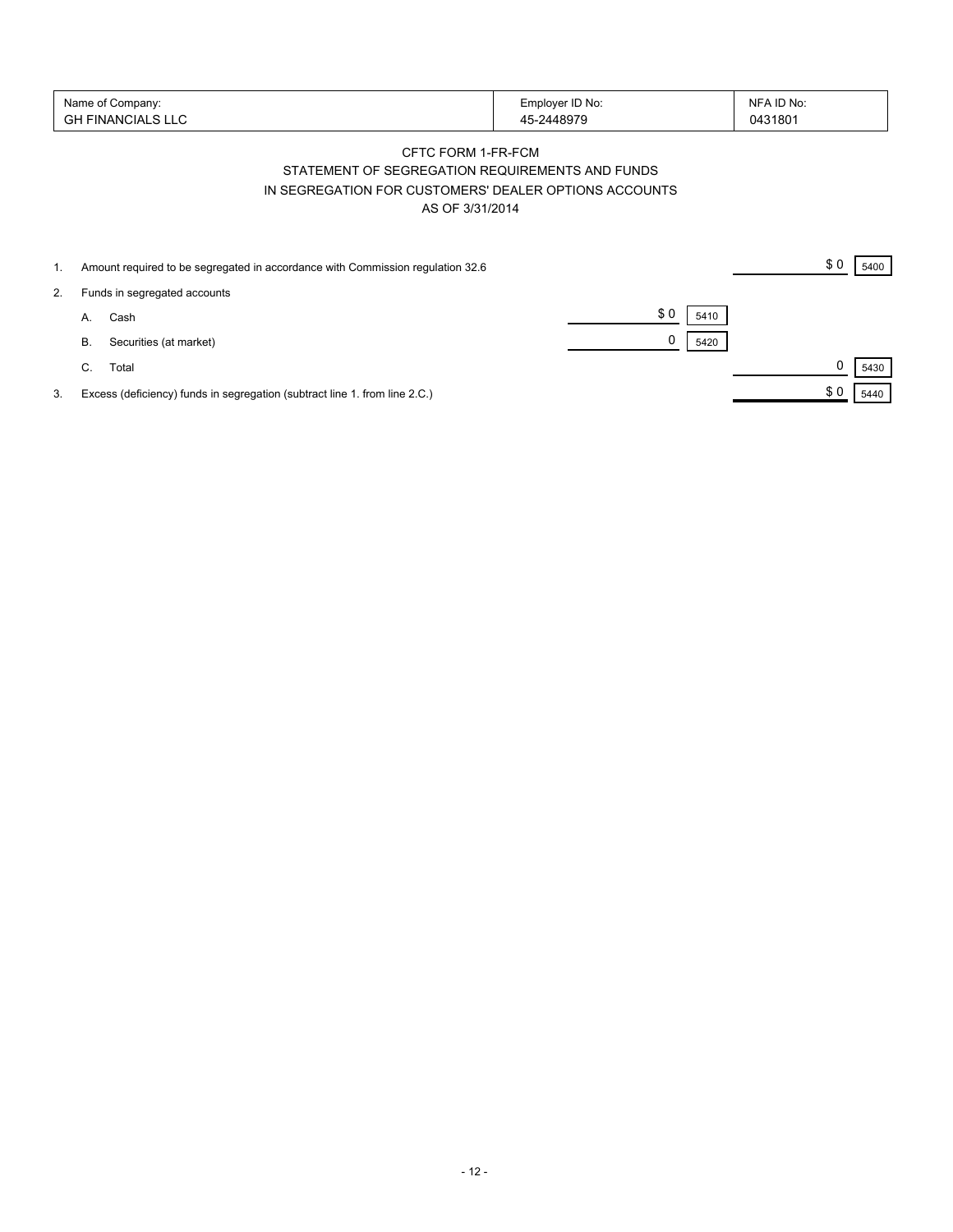| Name of Company: | Employer ID No: | NFA ID No: |
|---|---|---|
| GH FINANCIALS LLC | 45-2448979 | 0431801 |

CFTC FORM 1-FR-FCM

STATEMENT OF SEGREGATION REQUIREMENTS AND FUNDS

IN SEGREGATION FOR CUSTOMERS' DEALER OPTIONS ACCOUNTS

AS OF 3/31/2014

| | | | | | |
|---|---|---|---|---|---|
| 1. | Amount required to be segregated in accordance with Commission regulation 32.6 | | | $ 0 | 5400 |
| 2. | Funds in segregated accounts | | | | |
| | A. Cash | $ 0 | 5410 | | |
| | B. Securities (at market) | 0 | 5420 | | |
| | C. Total | | | 0 | 5430 |
| 3. | Excess (deficiency) funds in segregation (subtract line 1. from line 2.C.) | | | $ 0 | 5440 |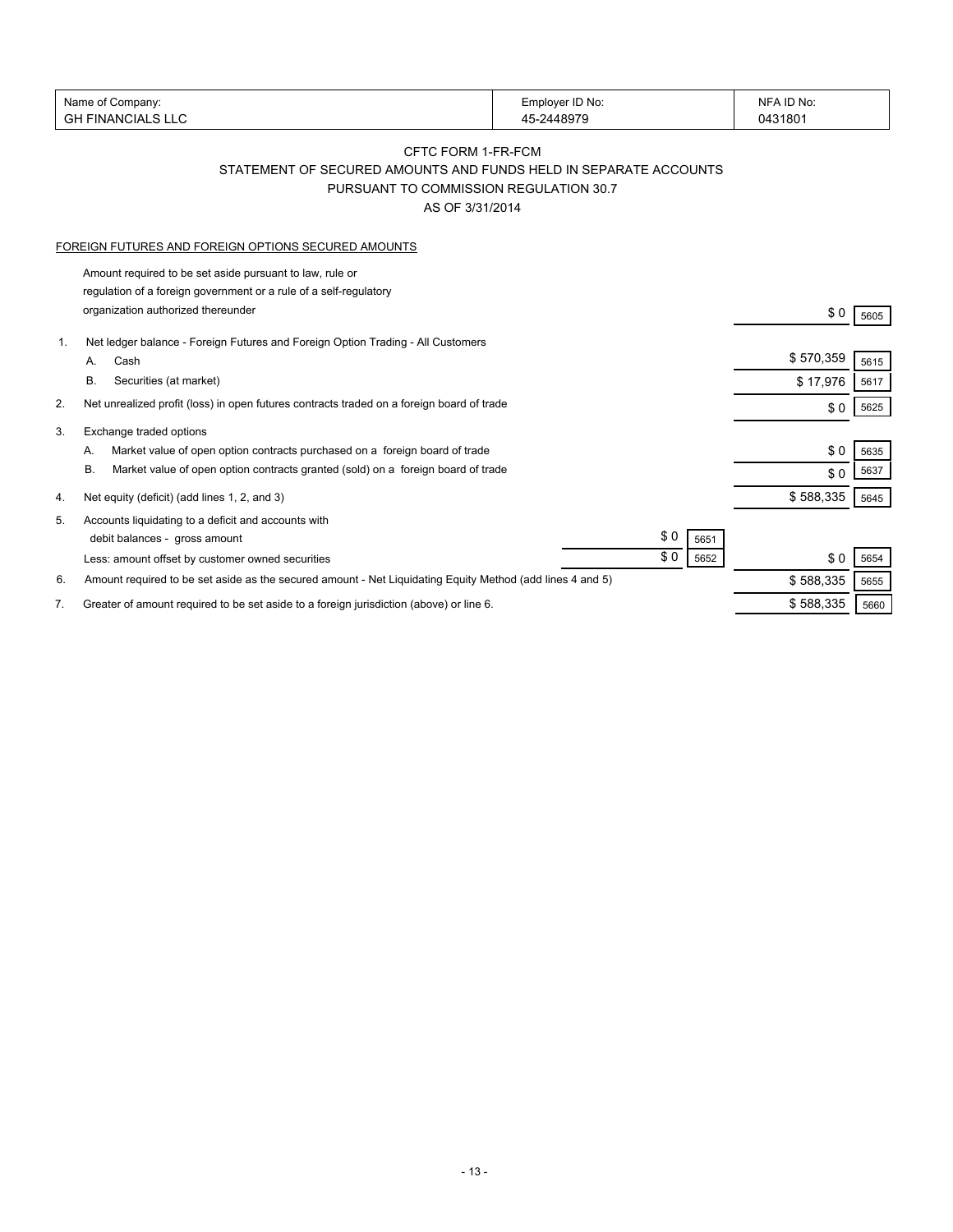| Name of Company: | Employer ID No: | NFA ID No: |
| --- | --- | --- |
| GH FINANCIALS LLC | 45-2448979 | 0431801 |

CFTC FORM 1-FR-FCM

STATEMENT OF SECURED AMOUNTS AND FUNDS HELD IN SEPARATE ACCOUNTS

PURSUANT TO COMMISSION REGULATION 30.7

AS OF 3/31/2014

FOREIGN FUTURES AND FOREIGN OPTIONS SECURED AMOUNTS

| | | | | | |
| --- | --- | --- | --- | --- | --- |
| | Amount required to be set aside pursuant to law, rule or regulation of a foreign government or a rule of a self-regulatory organization authorized thereunder | | | $ 0 | 5605 |
| 1. | Net ledger balance - Foreign Futures and Foreign Option Trading - All Customers | | | | |
| | A. Cash | | | $ 570,359 | 5615 |
| | B. Securities (at market) | | | $ 17,976 | 5617 |
| 2. | Net unrealized profit (loss) in open futures contracts traded on a foreign board of trade | | | $ 0 | 5625 |
| 3. | Exchange traded options | | | | |
| | A. Market value of open option contracts purchased on a foreign board of trade | | | $ 0 | 5635 |
| | B. Market value of open option contracts granted (sold) on a foreign board of trade | | | $ 0 | 5637 |
| 4. | Net equity (deficit) (add lines 1, 2, and 3) | | | $ 588,335 | 5645 |
| 5. | Accounts liquidating to a deficit and accounts with debit balances - gross amount | $ 0 | 5651 | | |
| | Less: amount offset by customer owned securities | $ 0 | 5652 | $ 0 | 5654 |
| 6. | Amount required to be set aside as the secured amount - Net Liquidating Equity Method (add lines 4 and 5) | | | $ 588,335 | 5655 |
| 7. | Greater of amount required to be set aside to a foreign jurisdiction (above) or line 6. | | | $ 588,335 | 5660 |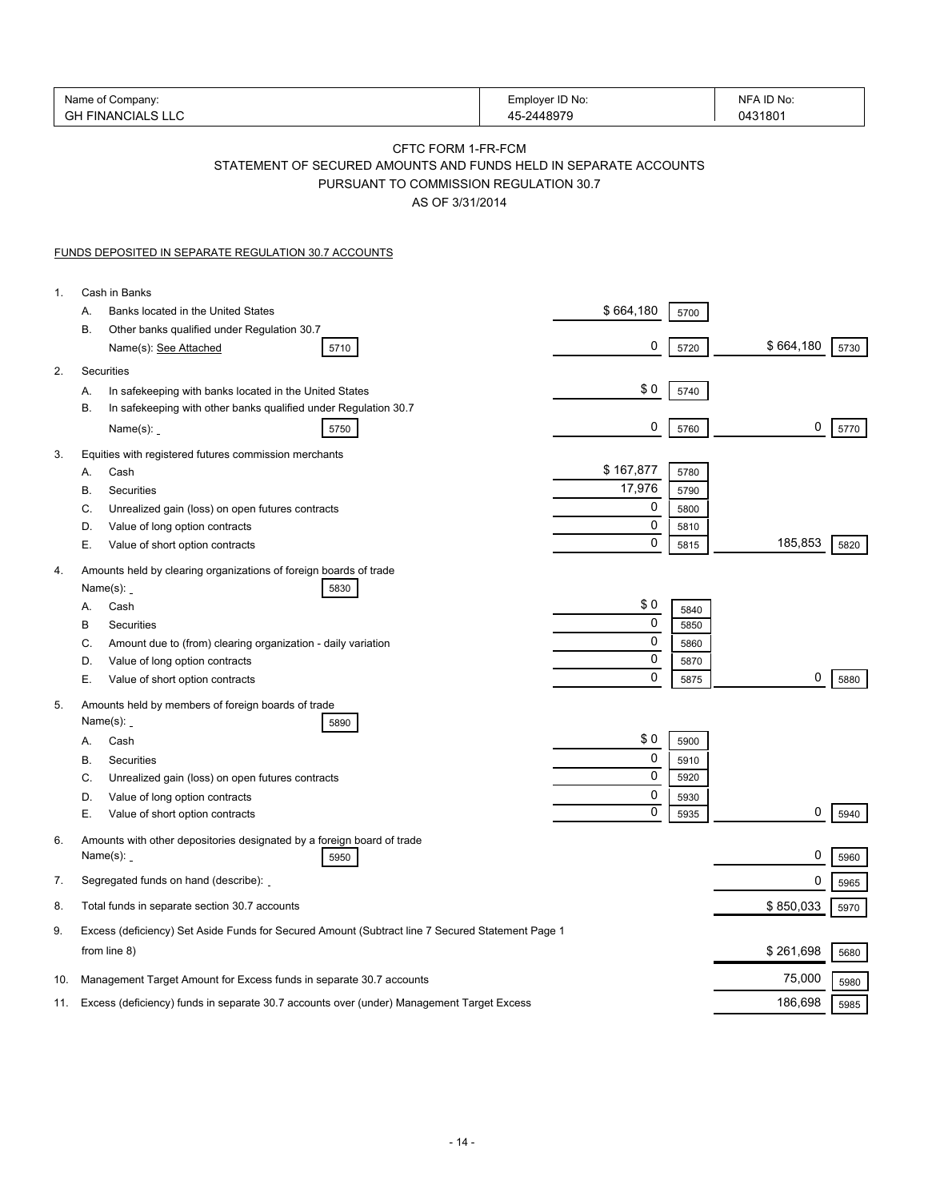| Name of Company: | Employer ID No: | NFA ID No: |
|---|---|---|
| GH FINANCIALS LLC | 45-2448979 | 0431801 |

## CFTC FORM 1-FR-FCM
## STATEMENT OF SECURED AMOUNTS AND FUNDS HELD IN SEPARATE ACCOUNTS PURSUANT TO COMMISSION REGULATION 30.7
### AS OF 3/31/2014

FUNDS DEPOSITED IN SEPARATE REGULATION 30.7 ACCOUNTS

| | | | | | |
|---|---|---|---|---|---|
| 1. | Cash in Banks | | | | |
| | A. Banks located in the United States | $ 664,180 | 5700 | | |
| | B. Other banks qualified under Regulation 30.7 Name(s): See Attached [5710] | 0 | 5720 | $ 664,180 | 5730 |
| 2. | Securities | | | | |
| | A. In safekeeping with banks located in the United States | $ 0 | 5740 | | |
| | B. In safekeeping with other banks qualified under Regulation 30.7 Name(s): [5750] | 0 | 5760 | 0 | 5770 |
| 3. | Equities with registered futures commission merchants | | | | |
| | A. Cash | $ 167,877 | 5780 | | |
| | B. Securities | 17,976 | 5790 | | |
| | C. Unrealized gain (loss) on open futures contracts | 0 | 5800 | | |
| | D. Value of long option contracts | 0 | 5810 | | |
| | E. Value of short option contracts | 0 | 5815 | 185,853 | 5820 |
| 4. | Amounts held by clearing organizations of foreign boards of trade Name(s): [5830] | | | | |
| | A. Cash | $ 0 | 5840 | | |
| | B Securities | 0 | 5850 | | |
| | C. Amount due to (from) clearing organization - daily variation | 0 | 5860 | | |
| | D. Value of long option contracts | 0 | 5870 | | |
| | E. Value of short option contracts | 0 | 5875 | 0 | 5880 |
| 5. | Amounts held by members of foreign boards of trade Name(s): [5890] | | | | |
| | A. Cash | $ 0 | 5900 | | |
| | B. Securities | 0 | 5910 | | |
| | C. Unrealized gain (loss) on open futures contracts | 0 | 5920 | | |
| | D. Value of long option contracts | 0 | 5930 | | |
| | E. Value of short option contracts | 0 | 5935 | 0 | 5940 |
| 6. | Amounts with other depositories designated by a foreign board of trade Name(s): [5950] | | | 0 | 5960 |
| 7. | Segregated funds on hand (describe): | | | 0 | 5965 |
| 8. | Total funds in separate section 30.7 accounts | | | $ 850,033 | 5970 |
| 9. | Excess (deficiency) Set Aside Funds for Secured Amount (Subtract line 7 Secured Statement Page 1 from line 8) | | | $ 261,698 | 5680 |
| 10. | Management Target Amount for Excess funds in separate 30.7 accounts | | | 75,000 | 5980 |
| 11. | Excess (deficiency) funds in separate 30.7 accounts over (under) Management Target Excess | | | 186,698 | 5985 |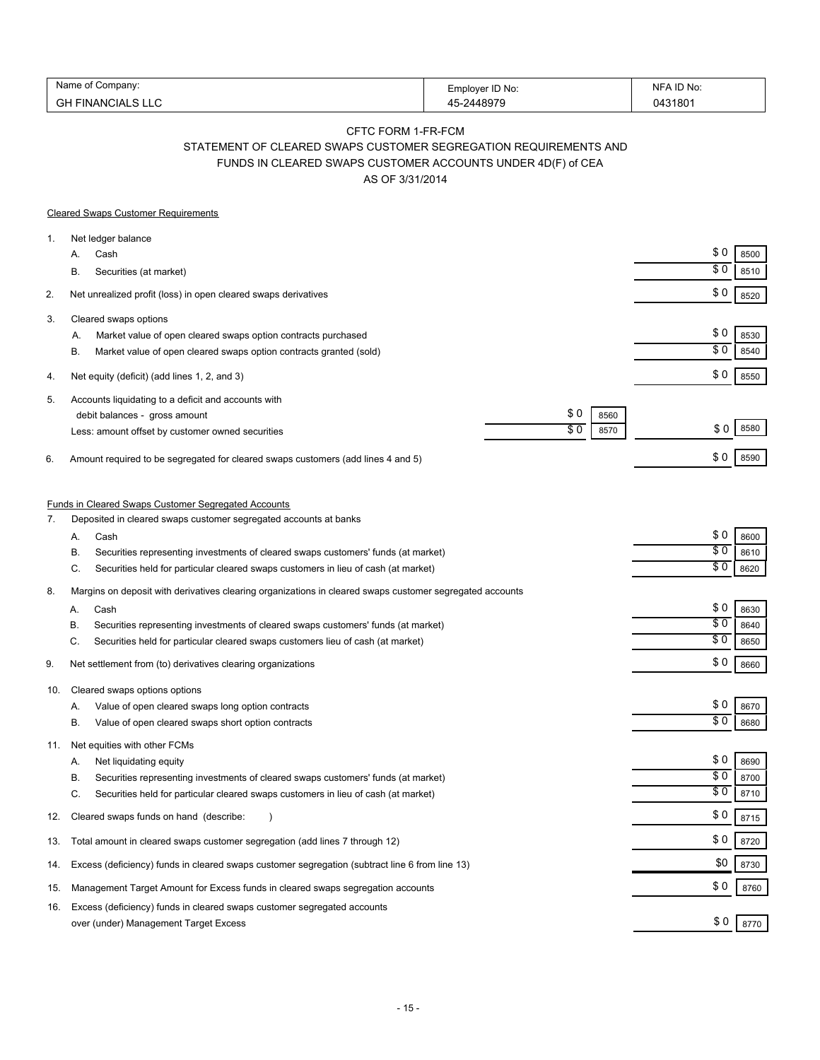| Name of Company: | Employer ID No: | NFA ID No: |
|---|---|---|
| GH FINANCIALS LLC | 45-2448979 | 0431801 |

CFTC FORM 1-FR-FCM

STATEMENT OF CLEARED SWAPS CUSTOMER SEGREGATION REQUIREMENTS AND FUNDS IN CLEARED SWAPS CUSTOMER ACCOUNTS UNDER 4D(F) of CEA

AS OF 3/31/2014

**Cleared Swaps Customer Requirements**

| | | | | | | |
|---|---|---|---|---|---|---|
| 1. | Net ledger balance | | | | | |
| | A. Cash | | | | $ 0 | 8500 |
| | B. Securities (at market) | | | | $ 0 | 8510 |
| 2. | Net unrealized profit (loss) in open cleared swaps derivatives | | | | $ 0 | 8520 |
| 3. | Cleared swaps options | | | | | |
| | A. Market value of open cleared swaps option contracts purchased | | | | $ 0 | 8530 |
| | B. Market value of open cleared swaps option contracts granted (sold) | | | | $ 0 | 8540 |
| 4. | Net equity (deficit) (add lines 1, 2, and 3) | | | | $ 0 | 8550 |
| 5. | Accounts liquidating to a deficit and accounts with debit balances - gross amount | $ 0 | 8560 | | | |
| | Less: amount offset by customer owned securities | $ 0 | 8570 | | $ 0 | 8580 |
| 6. | Amount required to be segregated for cleared swaps customers (add lines 4 and 5) | | | | $ 0 | 8590 |

**Funds in Cleared Swaps Customer Segregated Accounts**

| | | | |
|---|---|---|---|
| 7. | Deposited in cleared swaps customer segregated accounts at banks | | |
| | A. Cash | $ 0 | 8600 |
| | B. Securities representing investments of cleared swaps customers' funds (at market) | $ 0 | 8610 |
| | C. Securities held for particular cleared swaps customers in lieu of cash (at market) | $ 0 | 8620 |
| 8. | Margins on deposit with derivatives clearing organizations in cleared swaps customer segregated accounts | | |
| | A. Cash | $ 0 | 8630 |
| | B. Securities representing investments of cleared swaps customers' funds (at market) | $ 0 | 8640 |
| | C. Securities held for particular cleared swaps customers lieu of cash (at market) | $ 0 | 8650 |
| 9. | Net settlement from (to) derivatives clearing organizations | $ 0 | 8660 |
| 10. | Cleared swaps options options | | |
| | A. Value of open cleared swaps long option contracts | $ 0 | 8670 |
| | B. Value of open cleared swaps short option contracts | $ 0 | 8680 |
| 11. | Net equities with other FCMs | | |
| | A. Net liquidating equity | $ 0 | 8690 |
| | B. Securities representing investments of cleared swaps customers' funds (at market) | $ 0 | 8700 |
| | C. Securities held for particular cleared swaps customers in lieu of cash (at market) | $ 0 | 8710 |
| 12. | Cleared swaps funds on hand (describe: ) | $ 0 | 8715 |
| 13. | Total amount in cleared swaps customer segregation (add lines 7 through 12) | $ 0 | 8720 |
| 14. | Excess (deficiency) funds in cleared swaps customer segregation (subtract line 6 from line 13) | $0 | 8730 |
| 15. | Management Target Amount for Excess funds in cleared swaps segregation accounts | $ 0 | 8760 |
| 16. | Excess (deficiency) funds in cleared swaps customer segregated accounts over (under) Management Target Excess | $ 0 | 8770 |